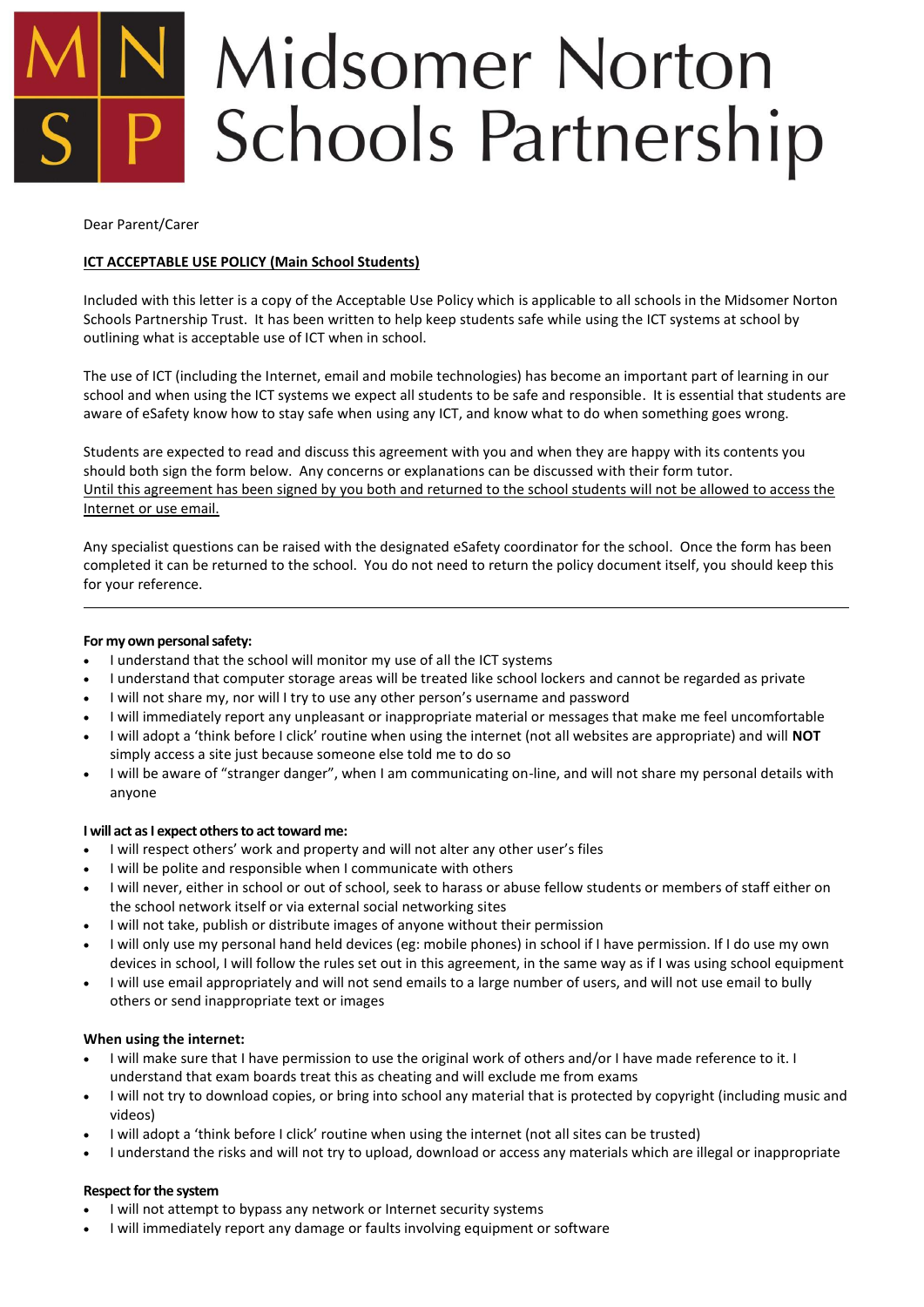# Midsomer Norton Schools Partnership

Dear Parent/Carer

**ICT ACCEPTABLE USE POLICY (Main School Students)**

Included with this letter is a copy of the Acceptable Use Policy which is applicable to all schools in the Midsomer Norton Schools Partnership Trust. It has been written to help keep students safe while using the ICT systems at school by outlining what is acceptable use of ICT when in school.

The use of ICT (including the Internet, email and mobile technologies) has become an important part of learning in our school and when using the ICT systems we expect all students to be safe and responsible. It is essential that students are aware of eSafety know how to stay safe when using any ICT, and know what to do when something goes wrong.

Students are expected to read and discuss this agreement with you and when they are happy with its contents you should both sign the form below. Any concerns or explanations can be discussed with their form tutor.
Until this agreement has been signed by you both and returned to the school students will not be allowed to access the Internet or use email.

Any specialist questions can be raised with the designated eSafety coordinator for the school. Once the form has been completed it can be returned to the school. You do not need to return the policy document itself, you should keep this for your reference.

---

**For my own personal safety:**

- I understand that the school will monitor my use of all the ICT systems
- I understand that computer storage areas will be treated like school lockers and cannot be regarded as private
- I will not share my, nor will I try to use any other person's username and password
- I will immediately report any unpleasant or inappropriate material or messages that make me feel uncomfortable
- I will adopt a 'think before I click' routine when using the internet (not all websites are appropriate) and will **NOT** simply access a site just because someone else told me to do so
- I will be aware of "stranger danger", when I am communicating on-line, and will not share my personal details with anyone

**I will act as I expect others to act toward me:**

- I will respect others' work and property and will not alter any other user's files
- I will be polite and responsible when I communicate with others
- I will never, either in school or out of school, seek to harass or abuse fellow students or members of staff either on the school network itself or via external social networking sites
- I will not take, publish or distribute images of anyone without their permission
- I will only use my personal hand held devices (eg: mobile phones) in school if I have permission. If I do use my own devices in school, I will follow the rules set out in this agreement, in the same way as if I was using school equipment
- I will use email appropriately and will not send emails to a large number of users, and will not use email to bully others or send inappropriate text or images

**When using the internet:**

- I will make sure that I have permission to use the original work of others and/or I have made reference to it. I understand that exam boards treat this as cheating and will exclude me from exams
- I will not try to download copies, or bring into school any material that is protected by copyright (including music and videos)
- I will adopt a 'think before I click' routine when using the internet (not all sites can be trusted)
- I understand the risks and will not try to upload, download or access any materials which are illegal or inappropriate

**Respect for the system**

- I will not attempt to bypass any network or Internet security systems
- I will immediately report any damage or faults involving equipment or software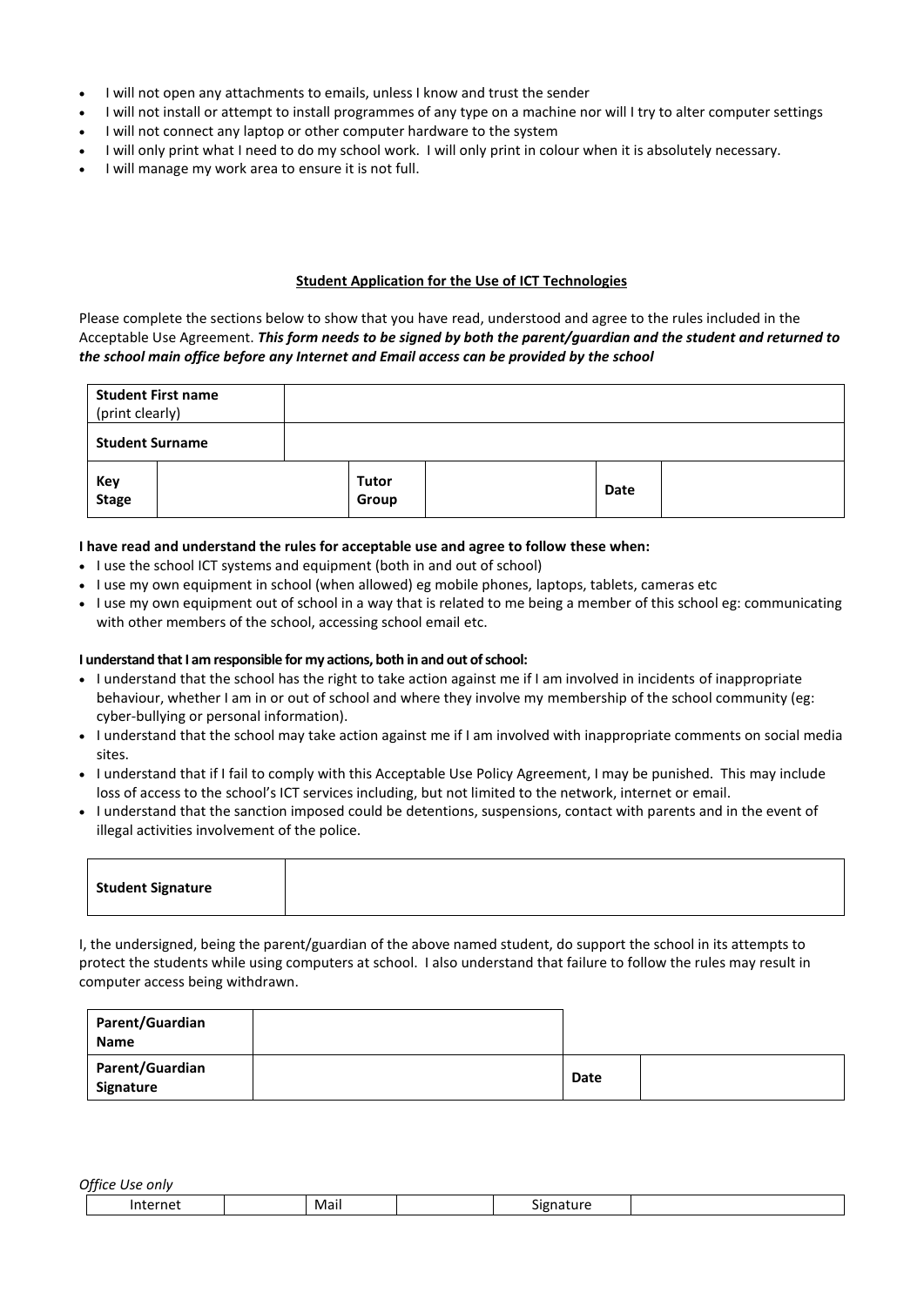- I will not open any attachments to emails, unless I know and trust the sender
- I will not install or attempt to install programmes of any type on a machine nor will I try to alter computer settings
- I will not connect any laptop or other computer hardware to the system
- I will only print what I need to do my school work. I will only print in colour when it is absolutely necessary.
- I will manage my work area to ensure it is not full.

**Student Application for the Use of ICT Technologies**

Please complete the sections below to show that you have read, understood and agree to the rules included in the Acceptable Use Agreement. ***This form needs to be signed by both the parent/guardian and the student and returned to the school main office before any Internet and Email access can be provided by the school***

| | | | | | |
|---|---|---|---|---|---|
| **Student First name** (print clearly) | | | | | |
| **Student Surname** | | | | | |
| **Key Stage** | | **Tutor Group** | | **Date** | |

**I have read and understand the rules for acceptable use and agree to follow these when:**

- I use the school ICT systems and equipment (both in and out of school)
- I use my own equipment in school (when allowed) eg mobile phones, laptops, tablets, cameras etc
- I use my own equipment out of school in a way that is related to me being a member of this school eg: communicating with other members of the school, accessing school email etc.

**I understand that I am responsible for my actions, both in and out of school:**

- I understand that the school has the right to take action against me if I am involved in incidents of inappropriate behaviour, whether I am in or out of school and where they involve my membership of the school community (eg: cyber-bullying or personal information).
- I understand that the school may take action against me if I am involved with inappropriate comments on social media sites.
- I understand that if I fail to comply with this Acceptable Use Policy Agreement, I may be punished. This may include loss of access to the school's ICT services including, but not limited to the network, internet or email.
- I understand that the sanction imposed could be detentions, suspensions, contact with parents and in the event of illegal activities involvement of the police.

| | |
|---|---|
| **Student Signature** | |

I, the undersigned, being the parent/guardian of the above named student, do support the school in its attempts to protect the students while using computers at school. I also understand that failure to follow the rules may result in computer access being withdrawn.

| | | | |
|---|---|---|---|
| **Parent/Guardian Name** | | | |
| **Parent/Guardian Signature** | | **Date** | |

*Office Use only*

| | | | | | |
|---|---|---|---|---|---|
| Internet | | Mail | | Signature | |